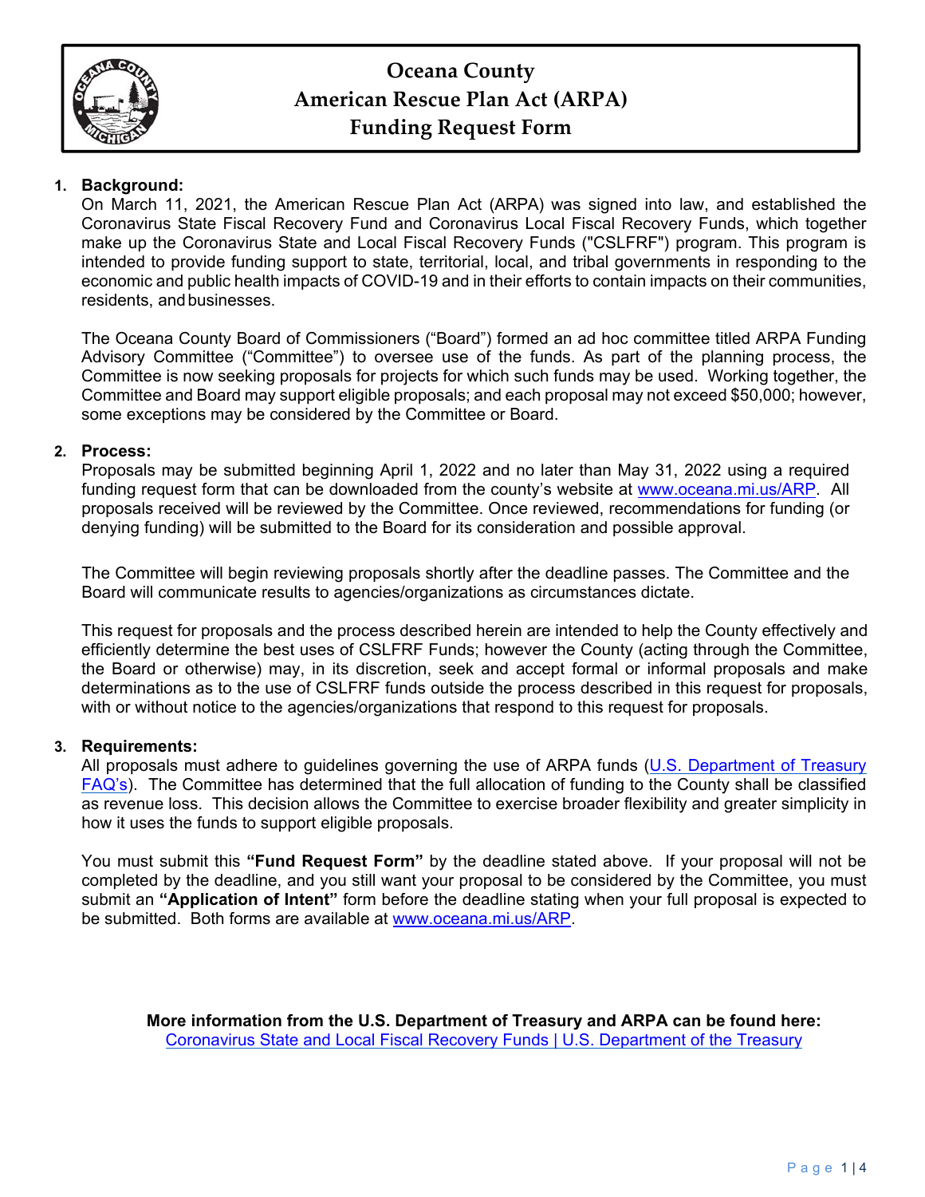# Oceana County
# American Rescue Plan Act (ARPA)
# Funding Request Form

1. **Background:**
   On March 11, 2021, the American Rescue Plan Act (ARPA) was signed into law, and established the Coronavirus State Fiscal Recovery Fund and Coronavirus Local Fiscal Recovery Funds, which together make up the Coronavirus State and Local Fiscal Recovery Funds ("CSLFRF") program. This program is intended to provide funding support to state, territorial, local, and tribal governments in responding to the economic and public health impacts of COVID-19 and in their efforts to contain impacts on their communities, residents, and businesses.

   The Oceana County Board of Commissioners ("Board") formed an ad hoc committee titled ARPA Funding Advisory Committee ("Committee") to oversee use of the funds. As part of the planning process, the Committee is now seeking proposals for projects for which such funds may be used. Working together, the Committee and Board may support eligible proposals; and each proposal may not exceed $50,000; however, some exceptions may be considered by the Committee or Board.

2. **Process:**
   Proposals may be submitted beginning April 1, 2022 and no later than May 31, 2022 using a required funding request form that can be downloaded from the county's website at [www.oceana.mi.us/ARP](www.oceana.mi.us/ARP). All proposals received will be reviewed by the Committee. Once reviewed, recommendations for funding (or denying funding) will be submitted to the Board for its consideration and possible approval.

   The Committee will begin reviewing proposals shortly after the deadline passes. The Committee and the Board will communicate results to agencies/organizations as circumstances dictate.

   This request for proposals and the process described herein are intended to help the County effectively and efficiently determine the best uses of CSLFRF Funds; however the County (acting through the Committee, the Board or otherwise) may, in its discretion, seek and accept formal or informal proposals and make determinations as to the use of CSLFRF funds outside the process described in this request for proposals, with or without notice to the agencies/organizations that respond to this request for proposals.

3. **Requirements:**
   All proposals must adhere to guidelines governing the use of ARPA funds (U.S. Department of Treasury FAQ's). The Committee has determined that the full allocation of funding to the County shall be classified as revenue loss. This decision allows the Committee to exercise broader flexibility and greater simplicity in how it uses the funds to support eligible proposals.

   You must submit this **"Fund Request Form"** by the deadline stated above. If your proposal will not be completed by the deadline, and you still want your proposal to be considered by the Committee, you must submit an **"Application of Intent"** form before the deadline stating when your full proposal is expected to be submitted. Both forms are available at [www.oceana.mi.us/ARP](www.oceana.mi.us/ARP).

**More information from the U.S. Department of Treasury and ARPA can be found here:**
Coronavirus State and Local Fiscal Recovery Funds | U.S. Department of the Treasury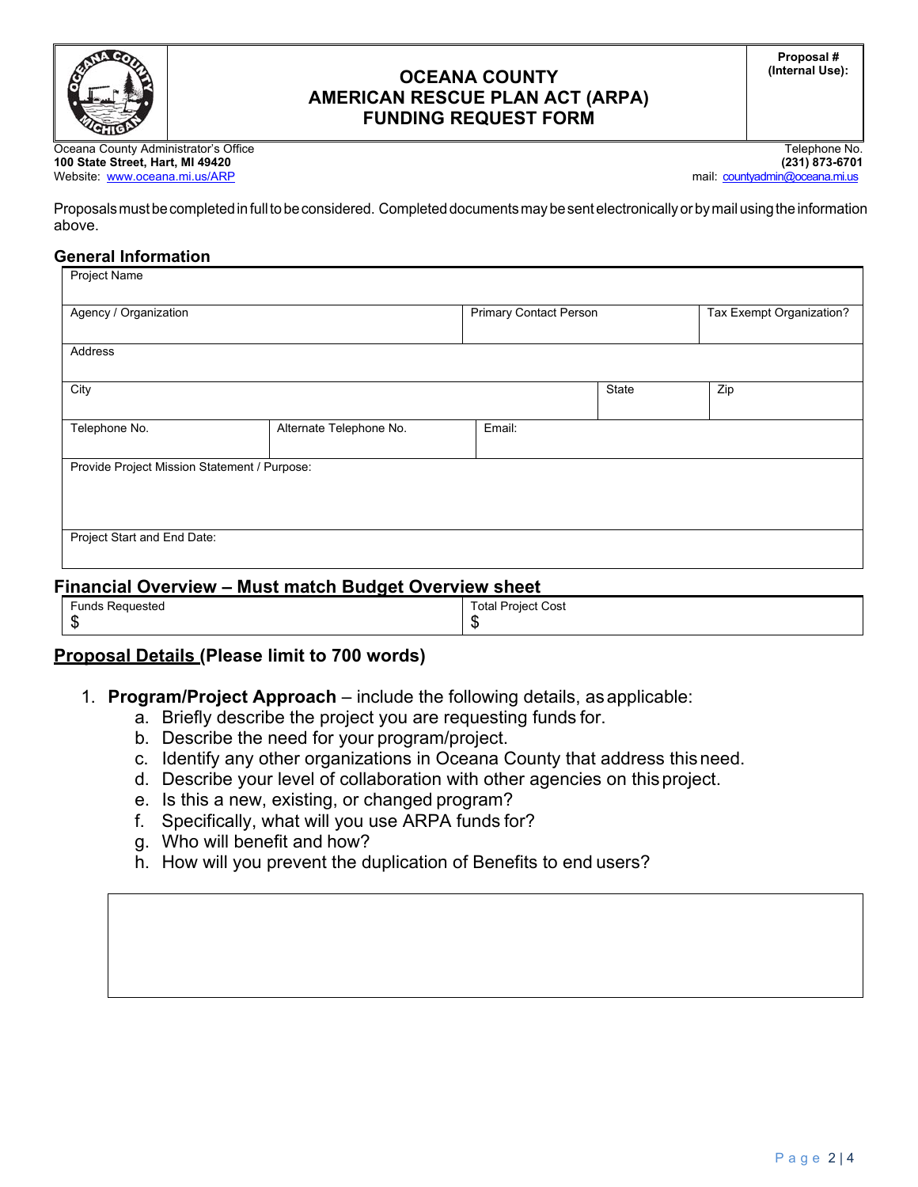| OCEANA COUNTY AMERICAN RESCUE PLAN ACT (ARPA) FUNDING REQUEST FORM | Proposal # (Internal Use): |
|---|---|

Oceana County Administrator's Office
**100 State Street, Hart, MI 49420**
Website: www.oceana.mi.us/ARP

Telephone No.
**(231) 873-6701**
mail: countyadmin@oceana.mi.us

Proposals must be completed in full to be considered. Completed documents may be sent electronically or by mail using the information above.

## General Information

| Project Name | | | | |
|---|---|---|---|---|
| Agency / Organization | | Primary Contact Person | | Tax Exempt Organization? |
| Address | | | | |
| City | | | State | Zip |
| Telephone No. | Alternate Telephone No. | Email: | | |
| Provide Project Mission Statement / Purpose: | | | | |
| Project Start and End Date: | | | | |

## Financial Overview – Must match Budget Overview sheet

| Funds Requested | Total Project Cost |
|---|---|
| $ | $ |

## Proposal Details (Please limit to 700 words)

1. **Program/Project Approach** – include the following details, as applicable:
   a. Briefly describe the project you are requesting funds for.
   b. Describe the need for your program/project.
   c. Identify any other organizations in Oceana County that address this need.
   d. Describe your level of collaboration with other agencies on this project.
   e. Is this a new, existing, or changed program?
   f. Specifically, what will you use ARPA funds for?
   g. Who will benefit and how?
   h. How will you prevent the duplication of Benefits to end users?

| |
|---|
| |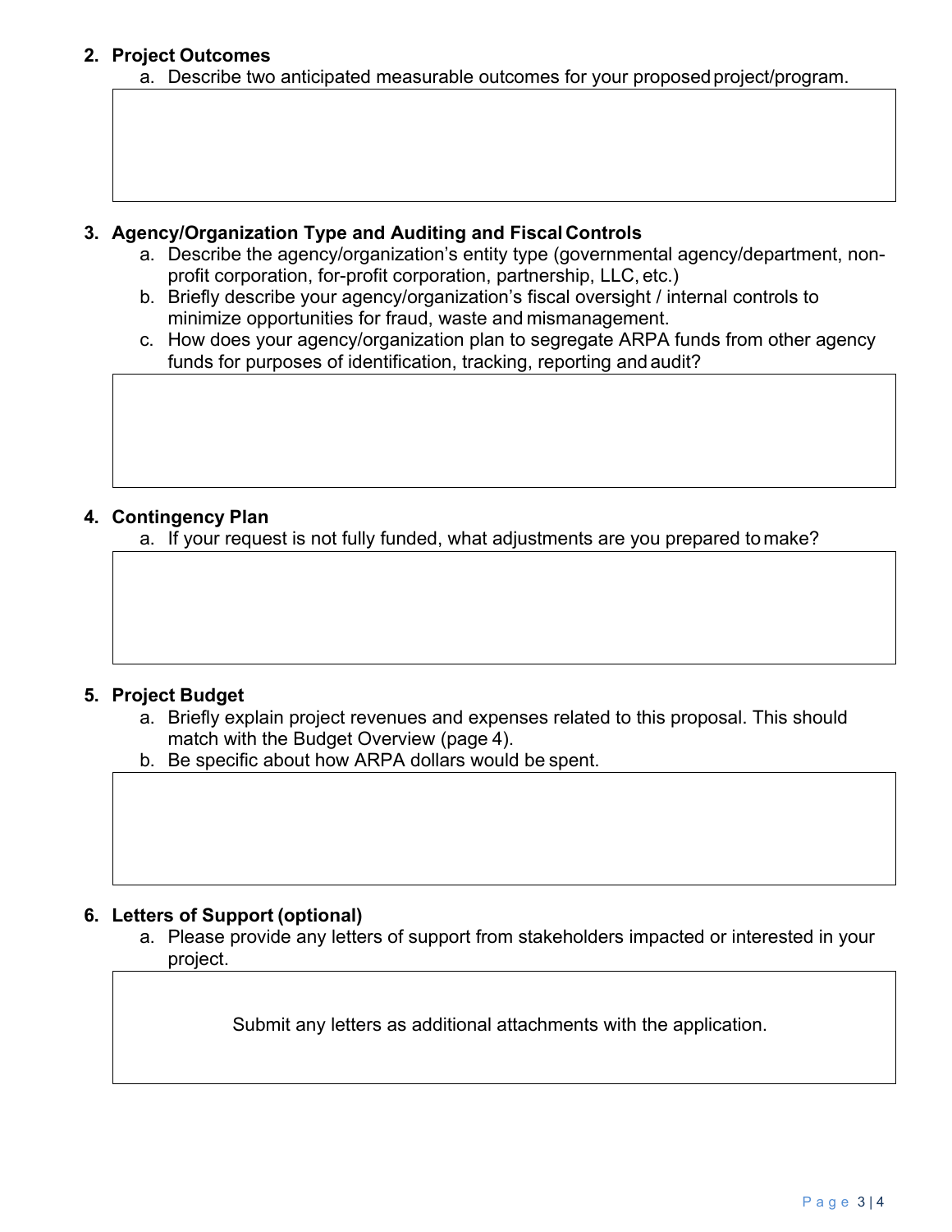2. **Project Outcomes**
    a. Describe two anticipated measurable outcomes for your proposed project/program.

3. **Agency/Organization Type and Auditing and Fiscal Controls**
    a. Describe the agency/organization's entity type (governmental agency/department, non-profit corporation, for-profit corporation, partnership, LLC, etc.)
    b. Briefly describe your agency/organization's fiscal oversight / internal controls to minimize opportunities for fraud, waste and mismanagement.
    c. How does your agency/organization plan to segregate ARPA funds from other agency funds for purposes of identification, tracking, reporting and audit?

4. **Contingency Plan**
    a. If your request is not fully funded, what adjustments are you prepared to make?

5. **Project Budget**
    a. Briefly explain project revenues and expenses related to this proposal. This should match with the Budget Overview (page 4).
    b. Be specific about how ARPA dollars would be spent.

6. **Letters of Support (optional)**
    a. Please provide any letters of support from stakeholders impacted or interested in your project.

Submit any letters as additional attachments with the application.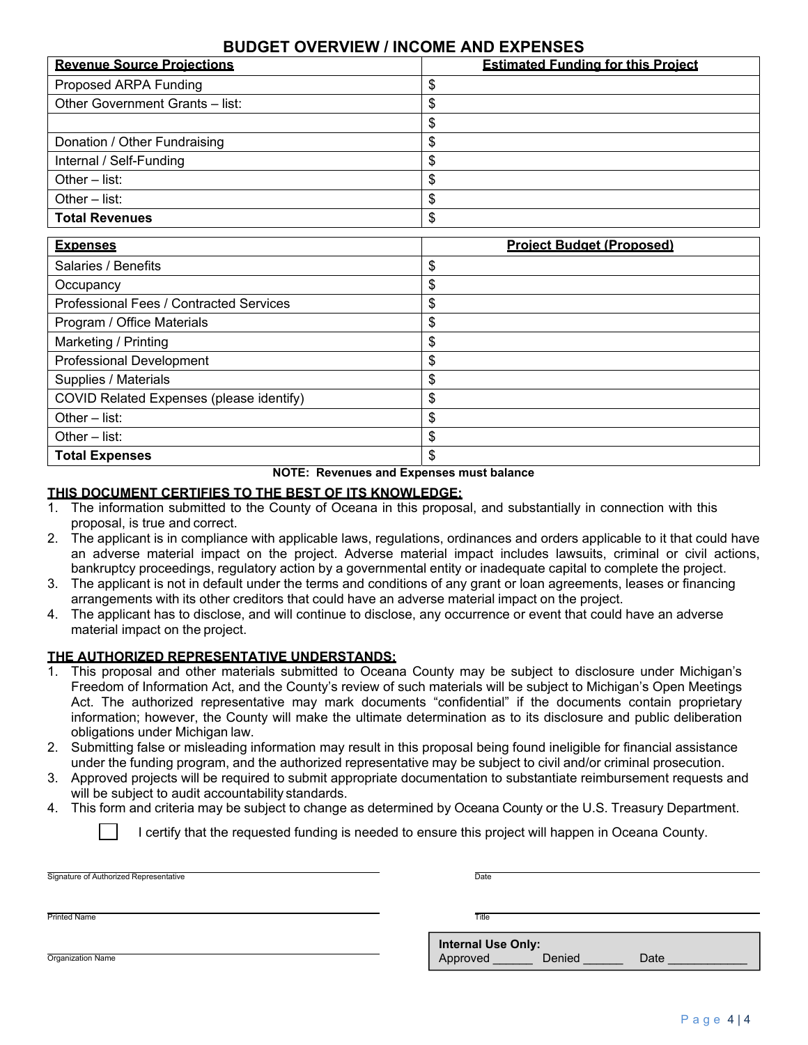# BUDGET OVERVIEW / INCOME AND EXPENSES

| Revenue Source Projections | Estimated Funding for this Project |
|---|---|
| Proposed ARPA Funding | $ |
| Other Government Grants – list: | $ |
| | $ |
| Donation / Other Fundraising | $ |
| Internal / Self-Funding | $ |
| Other – list: | $ |
| Other – list: | $ |
| **Total Revenues** | $ |

| Expenses | Project Budget (Proposed) |
|---|---|
| Salaries / Benefits | $ |
| Occupancy | $ |
| Professional Fees / Contracted Services | $ |
| Program / Office Materials | $ |
| Marketing / Printing | $ |
| Professional Development | $ |
| Supplies / Materials | $ |
| COVID Related Expenses (please identify) | $ |
| Other – list: | $ |
| Other – list: | $ |
| **Total Expenses** | $ |

**NOTE: Revenues and Expenses must balance**

**THIS DOCUMENT CERTIFIES TO THE BEST OF ITS KNOWLEDGE:**

1. The information submitted to the County of Oceana in this proposal, and substantially in connection with this proposal, is true and correct.
2. The applicant is in compliance with applicable laws, regulations, ordinances and orders applicable to it that could have an adverse material impact on the project. Adverse material impact includes lawsuits, criminal or civil actions, bankruptcy proceedings, regulatory action by a governmental entity or inadequate capital to complete the project.
3. The applicant is not in default under the terms and conditions of any grant or loan agreements, leases or financing arrangements with its other creditors that could have an adverse material impact on the project.
4. The applicant has to disclose, and will continue to disclose, any occurrence or event that could have an adverse material impact on the project.

**THE AUTHORIZED REPRESENTATIVE UNDERSTANDS:**

1. This proposal and other materials submitted to Oceana County may be subject to disclosure under Michigan's Freedom of Information Act, and the County's review of such materials will be subject to Michigan's Open Meetings Act. The authorized representative may mark documents "confidential" if the documents contain proprietary information; however, the County will make the ultimate determination as to its disclosure and public deliberation obligations under Michigan law.
2. Submitting false or misleading information may result in this proposal being found ineligible for financial assistance under the funding program, and the authorized representative may be subject to civil and/or criminal prosecution.
3. Approved projects will be required to submit appropriate documentation to substantiate reimbursement requests and will be subject to audit accountability standards.
4. This form and criteria may be subject to change as determined by Oceana County or the U.S. Treasury Department.

☐ I certify that the requested funding is needed to ensure this project will happen in Oceana County.

Signature of Authorized Representative ______________________ Date ______________________

Printed Name ______________________ Title ______________________

Organization Name ______________________

**Internal Use Only:**
Approved ______ Denied ______ Date ____________